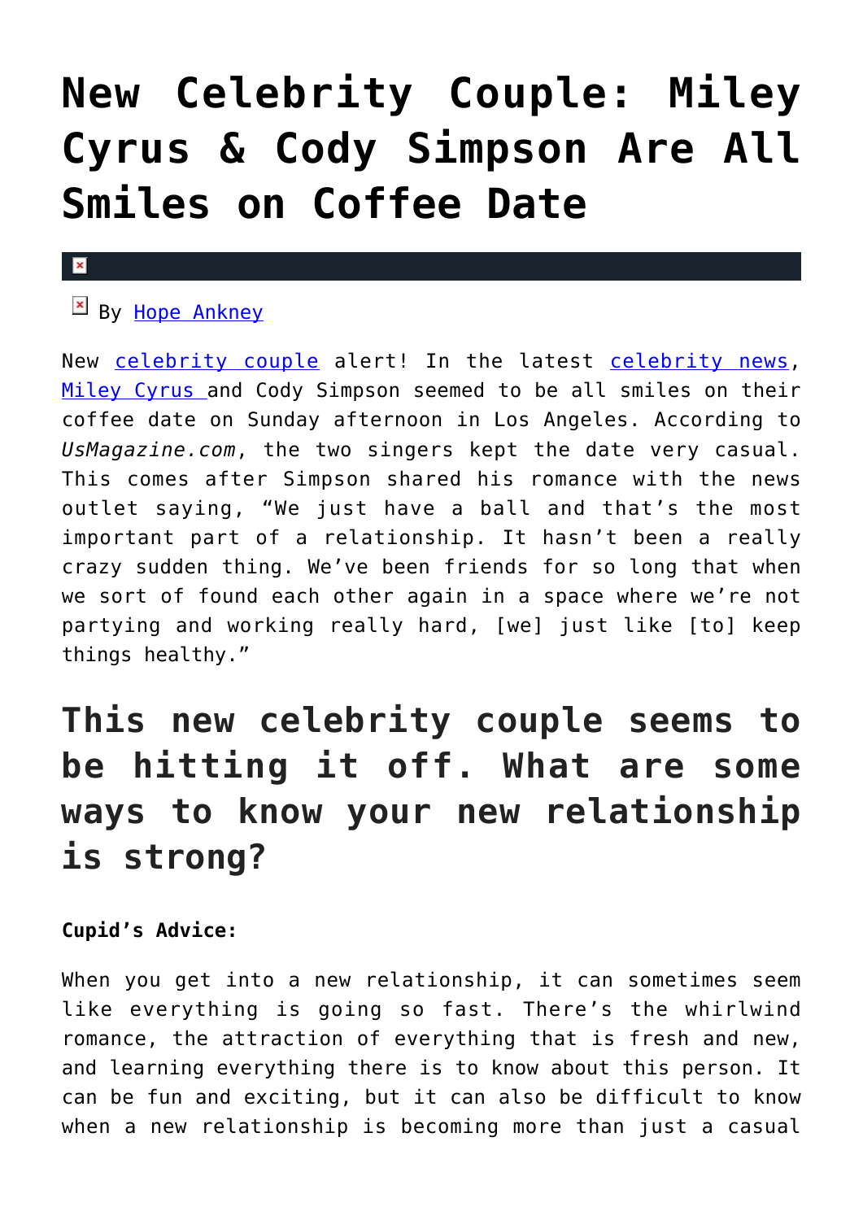# New Celebrity Couple: Miley Cyrus & Cody Simpson Are All Smiles on Coffee Date

By Hope Ankney

New celebrity couple alert! In the latest celebrity news, Miley Cyrus and Cody Simpson seemed to be all smiles on their coffee date on Sunday afternoon in Los Angeles. According to *UsMagazine.com*, the two singers kept the date very casual. This comes after Simpson shared his romance with the news outlet saying, “We just have a ball and that’s the most important part of a relationship. It hasn’t been a really crazy sudden thing. We’ve been friends for so long that when we sort of found each other again in a space where we’re not partying and working really hard, [we] just like [to] keep things healthy.”

## This new celebrity couple seems to be hitting it off. What are some ways to know your new relationship is strong?

**Cupid’s Advice:**

When you get into a new relationship, it can sometimes seem like everything is going so fast. There’s the whirlwind romance, the attraction of everything that is fresh and new, and learning everything there is to know about this person. It can be fun and exciting, but it can also be difficult to know when a new relationship is becoming more than just a casual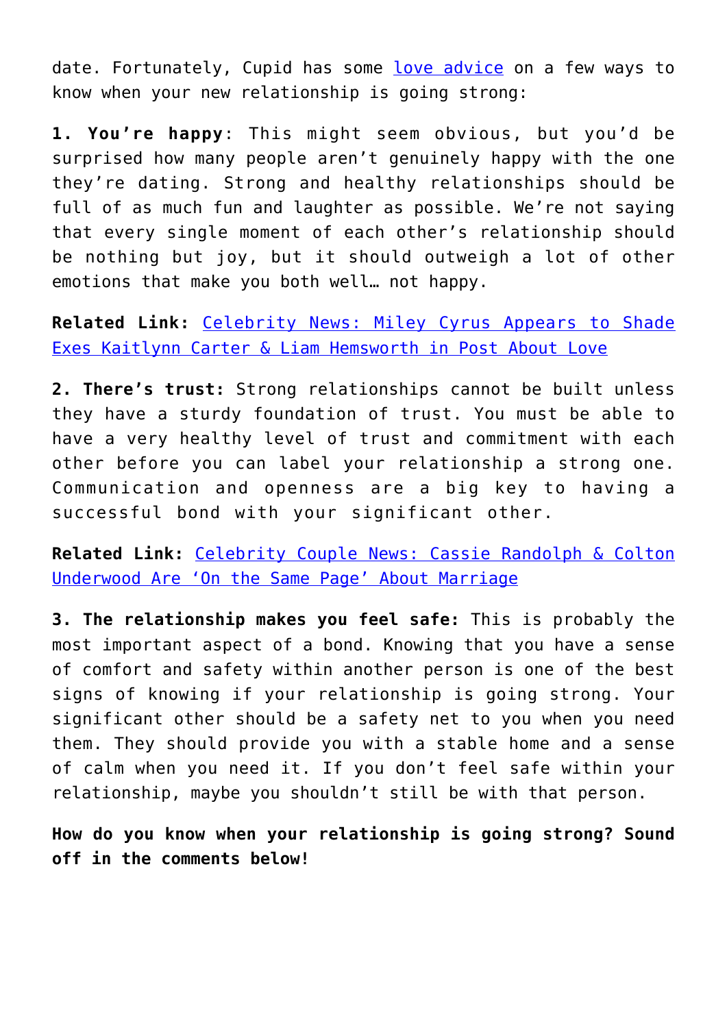date. Fortunately, Cupid has some love advice on a few ways to know when your new relationship is going strong:

**1. You're happy**: This might seem obvious, but you'd be surprised how many people aren't genuinely happy with the one they're dating. Strong and healthy relationships should be full of as much fun and laughter as possible. We're not saying that every single moment of each other's relationship should be nothing but joy, but it should outweigh a lot of other emotions that make you both well… not happy.

**Related Link:** Celebrity News: Miley Cyrus Appears to Shade Exes Kaitlynn Carter & Liam Hemsworth in Post About Love

**2. There's trust:** Strong relationships cannot be built unless they have a sturdy foundation of trust. You must be able to have a very healthy level of trust and commitment with each other before you can label your relationship a strong one. Communication and openness are a big key to having a successful bond with your significant other.

**Related Link:** Celebrity Couple News: Cassie Randolph & Colton Underwood Are 'On the Same Page' About Marriage

**3. The relationship makes you feel safe:** This is probably the most important aspect of a bond. Knowing that you have a sense of comfort and safety within another person is one of the best signs of knowing if your relationship is going strong. Your significant other should be a safety net to you when you need them. They should provide you with a stable home and a sense of calm when you need it. If you don't feel safe within your relationship, maybe you shouldn't still be with that person.

**How do you know when your relationship is going strong? Sound off in the comments below!**